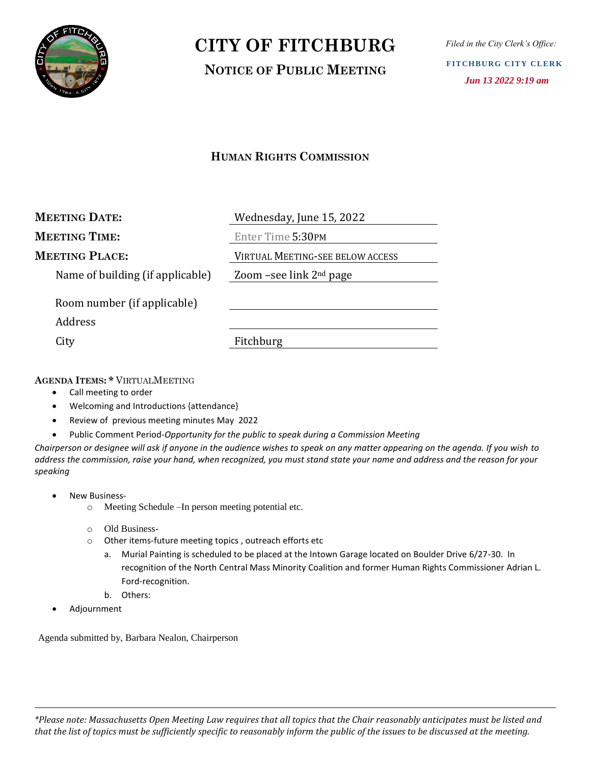# CITY OF FITCHBURG

## NOTICE OF PUBLIC MEETING

*Filed in the City Clerk's Office:*

**FITCHBURG CITY CLERK**

***Jun 13 2022 9:19 am***

### HUMAN RIGHTS COMMISSION

| | |
|---|---|
| **MEETING DATE:** | Wednesday, June 15, 2022 |
| **MEETING TIME:** | Enter Time 5:30PM |
| **MEETING PLACE:** | VIRTUAL MEETING-SEE BELOW ACCESS |
| Name of building (if applicable) | Zoom –see link 2nd page |
| Room number (if applicable) | |
| Address | |
| City | Fitchburg |

**AGENDA ITEMS: *** VIRTUALMEETING

- Call meeting to order
- Welcoming and Introductions {attendance}
- Review of previous meeting minutes May 2022
- Public Comment Period-*Opportunity for the public to speak during a Commission Meeting*

*Chairperson or designee will ask if anyone in the audience wishes to speak on any matter appearing on the agenda. If you wish to address the commission, raise your hand, when recognized, you must stand state your name and address and the reason for your speaking*

- New Business-
  - Meeting Schedule –In person meeting potential etc.
  - Old Business-
  - Other items-future meeting topics , outreach efforts etc
    a. Murial Painting is scheduled to be placed at the Intown Garage located on Boulder Drive 6/27-30. In recognition of the North Central Mass Minority Coalition and former Human Rights Commissioner Adrian L. Ford-recognition.
    b. Others:
- Adjournment

Agenda submitted by, Barbara Nealon, Chairperson

---

*\*Please note: Massachusetts Open Meeting Law requires that all topics that the Chair reasonably anticipates must be listed and that the list of topics must be sufficiently specific to reasonably inform the public of the issues to be discussed at the meeting.*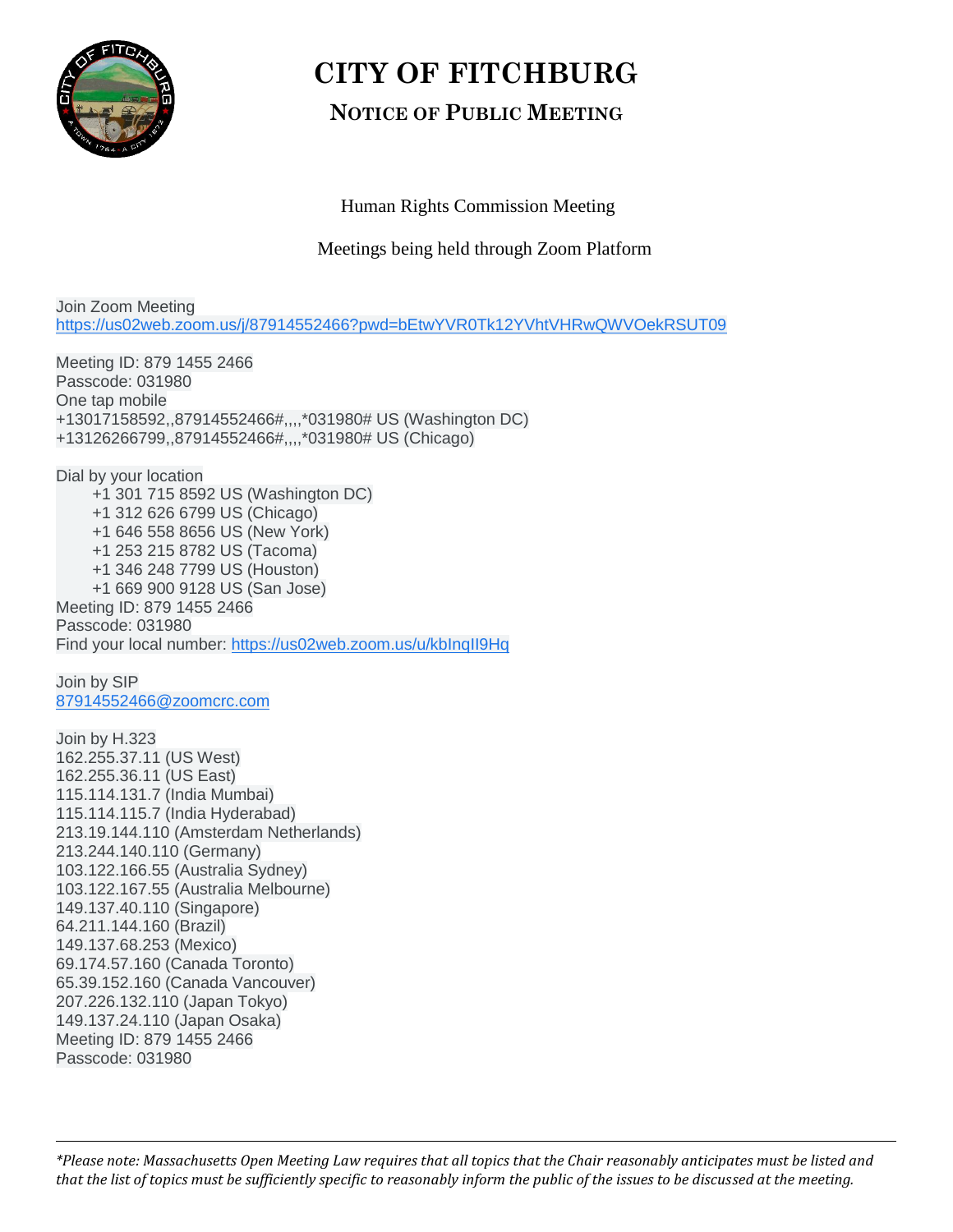# CITY OF FITCHBURG

## NOTICE OF PUBLIC MEETING

Human Rights Commission Meeting

Meetings being held through Zoom Platform

Join Zoom Meeting
https://us02web.zoom.us/j/87914552466?pwd=bEtwYVR0Tk12YVhtVHRwQWVOekRSUT09

Meeting ID: 879 1455 2466
Passcode: 031980
One tap mobile
+13017158592,,87914552466#,,,,*031980# US (Washington DC)
+13126266799,,87914552466#,,,,*031980# US (Chicago)

Dial by your location
+1 301 715 8592 US (Washington DC)
+1 312 626 6799 US (Chicago)
+1 646 558 8656 US (New York)
+1 253 215 8782 US (Tacoma)
+1 346 248 7799 US (Houston)
+1 669 900 9128 US (San Jose)
Meeting ID: 879 1455 2466
Passcode: 031980
Find your local number: https://us02web.zoom.us/u/kbInqII9Hq

Join by SIP
87914552466@zoomcrc.com

Join by H.323
162.255.37.11 (US West)
162.255.36.11 (US East)
115.114.131.7 (India Mumbai)
115.114.115.7 (India Hyderabad)
213.19.144.110 (Amsterdam Netherlands)
213.244.140.110 (Germany)
103.122.166.55 (Australia Sydney)
103.122.167.55 (Australia Melbourne)
149.137.40.110 (Singapore)
64.211.144.160 (Brazil)
149.137.68.253 (Mexico)
69.174.57.160 (Canada Toronto)
65.39.152.160 (Canada Vancouver)
207.226.132.110 (Japan Tokyo)
149.137.24.110 (Japan Osaka)
Meeting ID: 879 1455 2466
Passcode: 031980

---

*\*Please note: Massachusetts Open Meeting Law requires that all topics that the Chair reasonably anticipates must be listed and that the list of topics must be sufficiently specific to reasonably inform the public of the issues to be discussed at the meeting.*